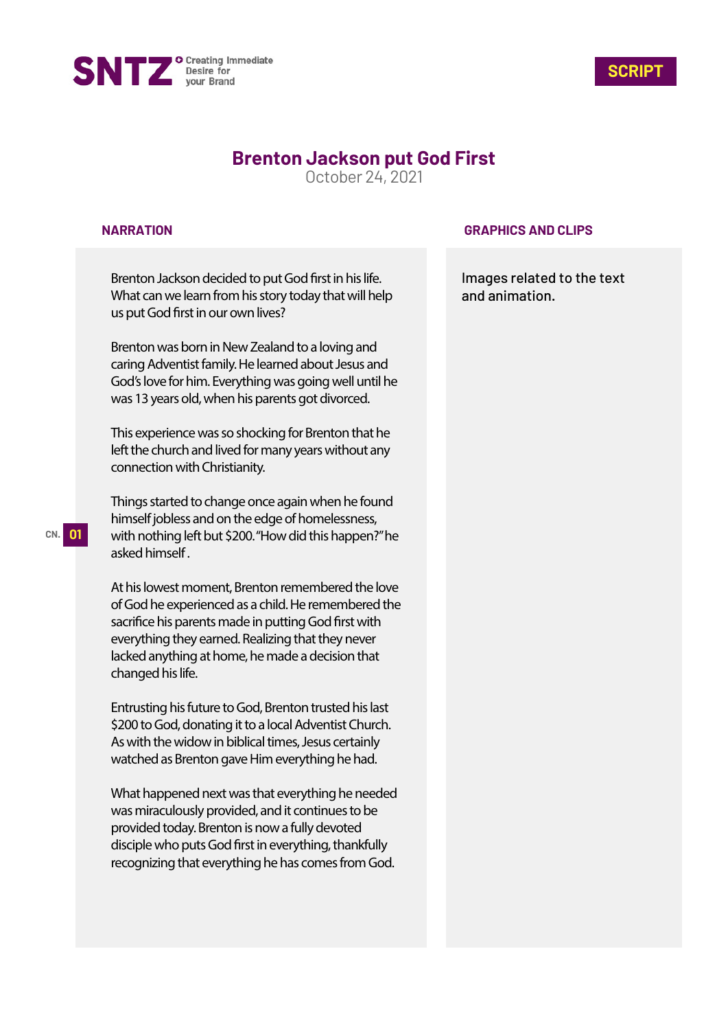SNTZ Creating Immediate Desire for your Brand

SCRIPT

# Brenton Jackson put God First

October 24, 2021

| NARRATION | GRAPHICS AND CLIPS |
| --- | --- |
| Brenton Jackson decided to put God first in his life. What can we learn from his story today that will help us put God first in our own lives? | Images related to the text and animation. |

CN. 01

**NARRATION**

Brenton Jackson decided to put God first in his life. What can we learn from his story today that will help us put God first in our own lives?

Brenton was born in New Zealand to a loving and caring Adventist family. He learned about Jesus and God's love for him. Everything was going well until he was 13 years old, when his parents got divorced.

This experience was so shocking for Brenton that he left the church and lived for many years without any connection with Christianity.

Things started to change once again when he found himself jobless and on the edge of homelessness, with nothing left but $200. "How did this happen?" he asked himself .

At his lowest moment, Brenton remembered the love of God he experienced as a child. He remembered the sacrifice his parents made in putting God first with everything they earned. Realizing that they never lacked anything at home, he made a decision that changed his life.

Entrusting his future to God, Brenton trusted his last $200 to God, donating it to a local Adventist Church. As with the widow in biblical times, Jesus certainly watched as Brenton gave Him everything he had.

What happened next was that everything he needed was miraculously provided, and it continues to be provided today. Brenton is now a fully devoted disciple who puts God first in everything, thankfully recognizing that everything he has comes from God.

**GRAPHICS AND CLIPS**

Images related to the text and animation.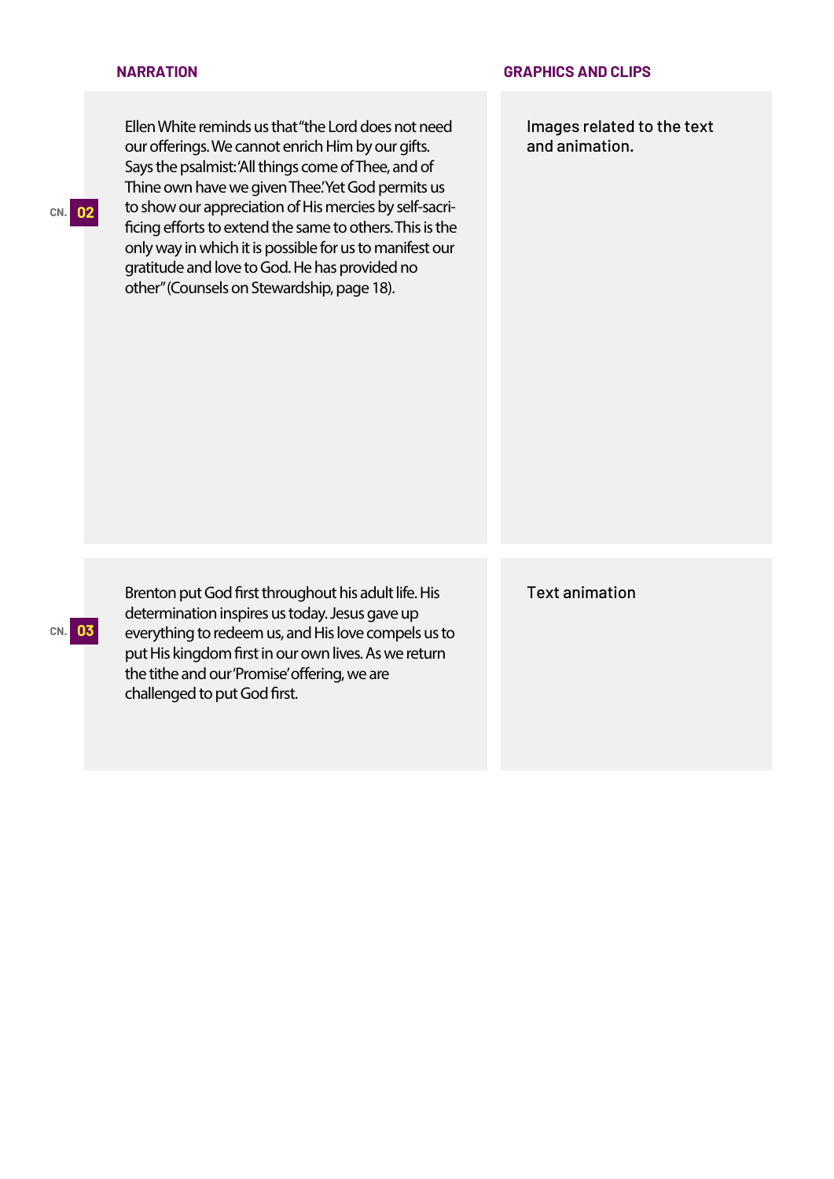| CN. | NARRATION | GRAPHICS AND CLIPS |
|---|---|---|
| 02 | Ellen White reminds us that "the Lord does not need our offerings. We cannot enrich Him by our gifts. Says the psalmist: 'All things come of Thee, and of Thine own have we given Thee.' Yet God permits us to show our appreciation of His mercies by self-sacrificing efforts to extend the same to others. This is the only way in which it is possible for us to manifest our gratitude and love to God. He has provided no other" (Counsels on Stewardship, page 18). | Images related to the text and animation. |
| 03 | Brenton put God first throughout his adult life. His determination inspires us today. Jesus gave up everything to redeem us, and His love compels us to put His kingdom first in our own lives. As we return the tithe and our 'Promise' offering, we are challenged to put God first. | Text animation |